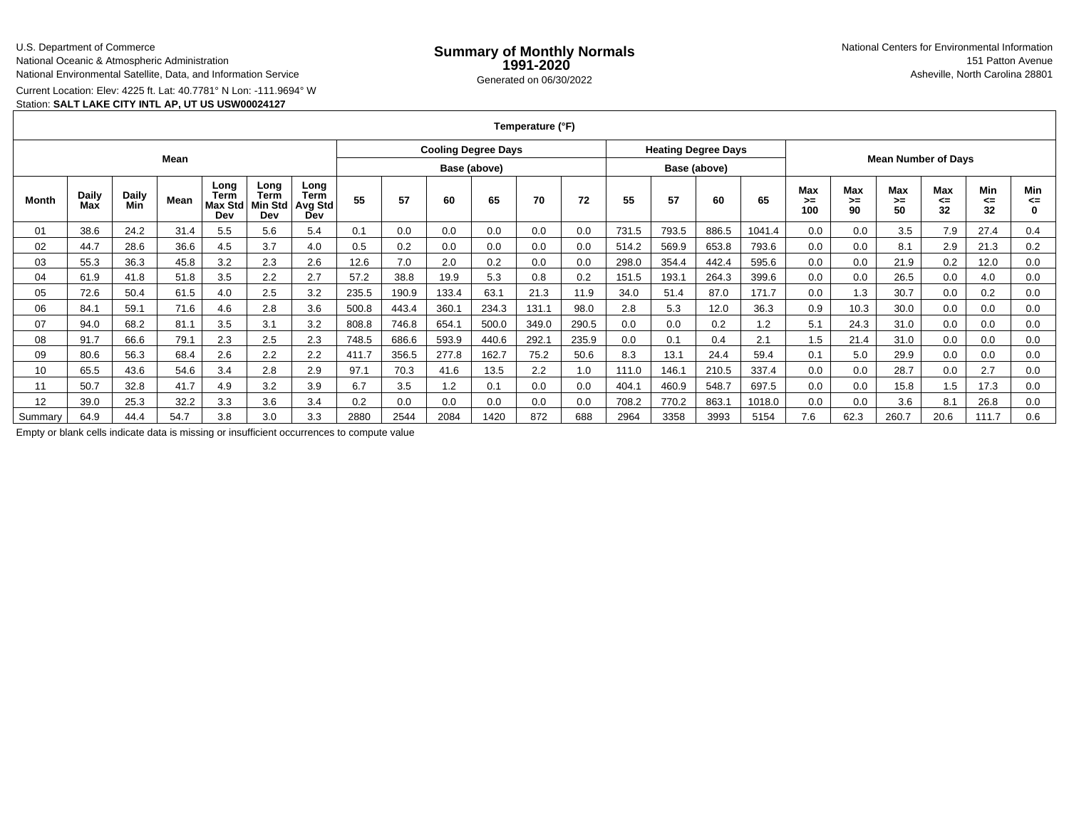U.S. Department of Commerce
National Oceanic & Atmospheric Administration
National Environmental Satellite, Data, and Information Service

# Summary of Monthly Normals
## 1991-2020

Generated on 06/30/2022

National Centers for Environmental Information
151 Patton Avenue
Asheville, North Carolina 28801

Current Location: Elev: 4225 ft. Lat: 40.7781° N Lon: -111.9694° W
Station: **SALT LAKE CITY INTL AP, UT US USW00024127**

| Temperature (°F) | | | | | | | | | | | | | | | | | | | | | | | |
|---|---|---|---|---|---|---|---|---|---|---|---|---|---|---|---|---|---|---|---|---|---|---|---|
| Mean | | | | | | | Cooling Degree Days | | | | | | Heating Degree Days | | | | Mean Number of Days | | | | | | |
| | | | | | | | Base (above) | | | | | | Base (above) | | | | | | | | | | |
| Month | Daily Max | Daily Min | Mean | Long Term Max Std Dev | Long Term Min Std Dev | Long Term Avg Std Dev | 55 | 57 | 60 | 65 | 70 | 72 | 55 | 57 | 60 | 65 | Max >= 100 | Max >= 90 | Max >= 50 | Max <= 32 | Min <= 32 | Min <= 0 |
| 01 | 38.6 | 24.2 | 31.4 | 5.5 | 5.6 | 5.4 | 0.1 | 0.0 | 0.0 | 0.0 | 0.0 | 0.0 | 731.5 | 793.5 | 886.5 | 1041.4 | 0.0 | 0.0 | 3.5 | 7.9 | 27.4 | 0.4 |
| 02 | 44.7 | 28.6 | 36.6 | 4.5 | 3.7 | 4.0 | 0.5 | 0.2 | 0.0 | 0.0 | 0.0 | 0.0 | 514.2 | 569.9 | 653.8 | 793.6 | 0.0 | 0.0 | 8.1 | 2.9 | 21.3 | 0.2 |
| 03 | 55.3 | 36.3 | 45.8 | 3.2 | 2.3 | 2.6 | 12.6 | 7.0 | 2.0 | 0.2 | 0.0 | 0.0 | 298.0 | 354.4 | 442.4 | 595.6 | 0.0 | 0.0 | 21.9 | 0.2 | 12.0 | 0.0 |
| 04 | 61.9 | 41.8 | 51.8 | 3.5 | 2.2 | 2.7 | 57.2 | 38.8 | 19.9 | 5.3 | 0.8 | 0.2 | 151.5 | 193.1 | 264.3 | 399.6 | 0.0 | 0.0 | 26.5 | 0.0 | 4.0 | 0.0 |
| 05 | 72.6 | 50.4 | 61.5 | 4.0 | 2.5 | 3.2 | 235.5 | 190.9 | 133.4 | 63.1 | 21.3 | 11.9 | 34.0 | 51.4 | 87.0 | 171.7 | 0.0 | 1.3 | 30.7 | 0.0 | 0.2 | 0.0 |
| 06 | 84.1 | 59.1 | 71.6 | 4.6 | 2.8 | 3.6 | 500.8 | 443.4 | 360.1 | 234.3 | 131.1 | 98.0 | 2.8 | 5.3 | 12.0 | 36.3 | 0.9 | 10.3 | 30.0 | 0.0 | 0.0 | 0.0 |
| 07 | 94.0 | 68.2 | 81.1 | 3.5 | 3.1 | 3.2 | 808.8 | 746.8 | 654.1 | 500.0 | 349.0 | 290.5 | 0.0 | 0.0 | 0.2 | 1.2 | 5.1 | 24.3 | 31.0 | 0.0 | 0.0 | 0.0 |
| 08 | 91.7 | 66.6 | 79.1 | 2.3 | 2.5 | 2.3 | 748.5 | 686.6 | 593.9 | 440.6 | 292.1 | 235.9 | 0.0 | 0.1 | 0.4 | 2.1 | 1.5 | 21.4 | 31.0 | 0.0 | 0.0 | 0.0 |
| 09 | 80.6 | 56.3 | 68.4 | 2.6 | 2.2 | 2.2 | 411.7 | 356.5 | 277.8 | 162.7 | 75.2 | 50.6 | 8.3 | 13.1 | 24.4 | 59.4 | 0.1 | 5.0 | 29.9 | 0.0 | 0.0 | 0.0 |
| 10 | 65.5 | 43.6 | 54.6 | 3.4 | 2.8 | 2.9 | 97.1 | 70.3 | 41.6 | 13.5 | 2.2 | 1.0 | 111.0 | 146.1 | 210.5 | 337.4 | 0.0 | 0.0 | 28.7 | 0.0 | 2.7 | 0.0 |
| 11 | 50.7 | 32.8 | 41.7 | 4.9 | 3.2 | 3.9 | 6.7 | 3.5 | 1.2 | 0.1 | 0.0 | 0.0 | 404.1 | 460.9 | 548.7 | 697.5 | 0.0 | 0.0 | 15.8 | 1.5 | 17.3 | 0.0 |
| 12 | 39.0 | 25.3 | 32.2 | 3.3 | 3.6 | 3.4 | 0.2 | 0.0 | 0.0 | 0.0 | 0.0 | 0.0 | 708.2 | 770.2 | 863.1 | 1018.0 | 0.0 | 0.0 | 3.6 | 8.1 | 26.8 | 0.0 |
| Summary | 64.9 | 44.4 | 54.7 | 3.8 | 3.0 | 3.3 | 2880 | 2544 | 2084 | 1420 | 872 | 688 | 2964 | 3358 | 3993 | 5154 | 7.6 | 62.3 | 260.7 | 20.6 | 111.7 | 0.6 |

Empty or blank cells indicate data is missing or insufficient occurrences to compute value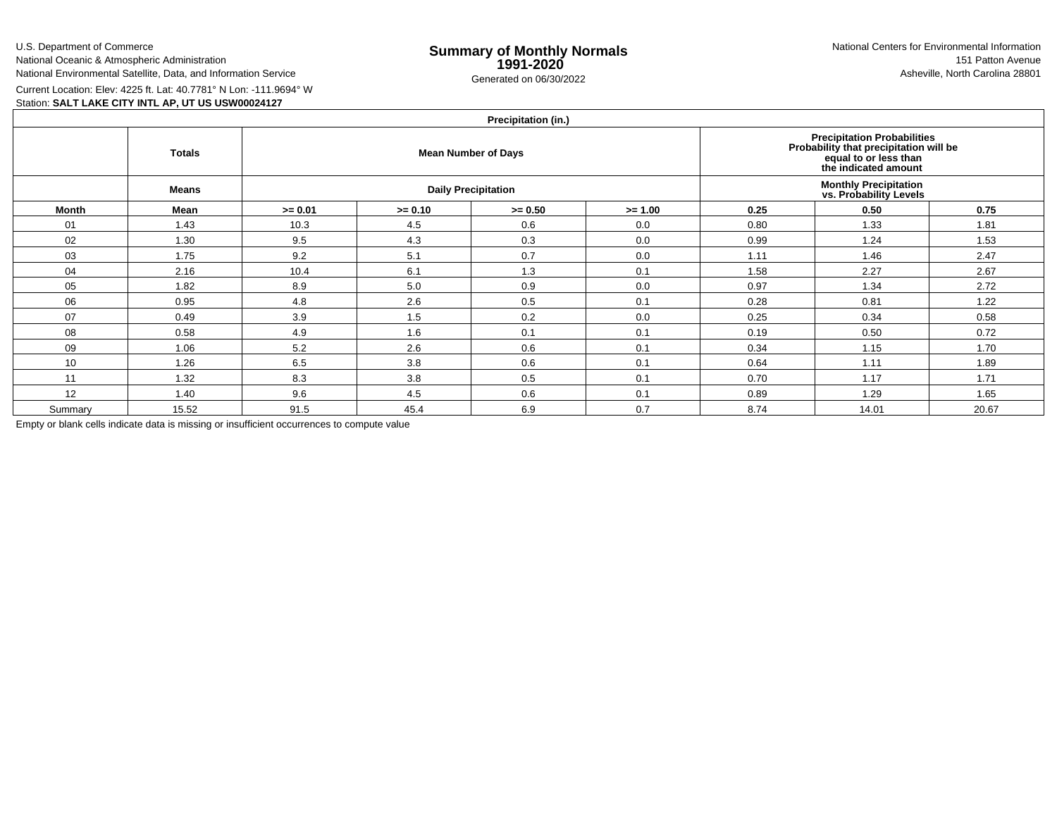U.S. Department of Commerce
National Oceanic & Atmospheric Administration
National Environmental Satellite, Data, and Information Service

# Summary of Monthly Normals 1991-2020

Generated on 06/30/2022

National Centers for Environmental Information
151 Patton Avenue
Asheville, North Carolina 28801

Current Location: Elev: 4225 ft. Lat: 40.7781° N Lon: -111.9694° W
Station: **SALT LAKE CITY INTL AP, UT US USW00024127**

| Precipitation (in.) | | | | | | | | |
|---|---|---|---|---|---|---|---|---|
| | **Totals** | **Mean Number of Days** | | | | **Precipitation Probabilities Probability that precipitation will be equal to or less than the indicated amount** | | |
| | **Means** | **Daily Precipitation** | | | | **Monthly Precipitation vs. Probability Levels** | | |
| **Month** | **Mean** | **>= 0.01** | **>= 0.10** | **>= 0.50** | **>= 1.00** | **0.25** | **0.50** | **0.75** |
| 01 | 1.43 | 10.3 | 4.5 | 0.6 | 0.0 | 0.80 | 1.33 | 1.81 |
| 02 | 1.30 | 9.5 | 4.3 | 0.3 | 0.0 | 0.99 | 1.24 | 1.53 |
| 03 | 1.75 | 9.2 | 5.1 | 0.7 | 0.0 | 1.11 | 1.46 | 2.47 |
| 04 | 2.16 | 10.4 | 6.1 | 1.3 | 0.1 | 1.58 | 2.27 | 2.67 |
| 05 | 1.82 | 8.9 | 5.0 | 0.9 | 0.0 | 0.97 | 1.34 | 2.72 |
| 06 | 0.95 | 4.8 | 2.6 | 0.5 | 0.1 | 0.28 | 0.81 | 1.22 |
| 07 | 0.49 | 3.9 | 1.5 | 0.2 | 0.0 | 0.25 | 0.34 | 0.58 |
| 08 | 0.58 | 4.9 | 1.6 | 0.1 | 0.1 | 0.19 | 0.50 | 0.72 |
| 09 | 1.06 | 5.2 | 2.6 | 0.6 | 0.1 | 0.34 | 1.15 | 1.70 |
| 10 | 1.26 | 6.5 | 3.8 | 0.6 | 0.1 | 0.64 | 1.11 | 1.89 |
| 11 | 1.32 | 8.3 | 3.8 | 0.5 | 0.1 | 0.70 | 1.17 | 1.71 |
| 12 | 1.40 | 9.6 | 4.5 | 0.6 | 0.1 | 0.89 | 1.29 | 1.65 |
| Summary | 15.52 | 91.5 | 45.4 | 6.9 | 0.7 | 8.74 | 14.01 | 20.67 |

Empty or blank cells indicate data is missing or insufficient occurrences to compute value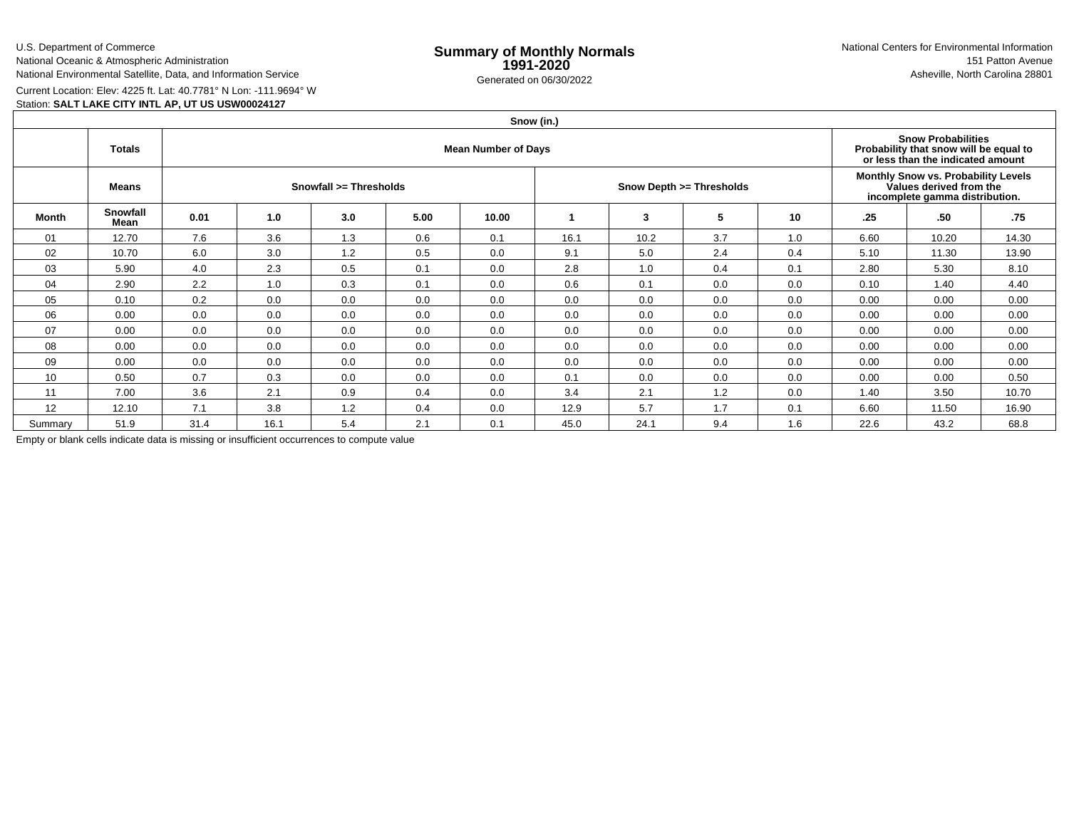U.S. Department of Commerce
National Oceanic & Atmospheric Administration
National Environmental Satellite, Data, and Information Service

# Summary of Monthly Normals
## 1991-2020

Generated on 06/30/2022

National Centers for Environmental Information
151 Patton Avenue
Asheville, North Carolina 28801

Current Location: Elev: 4225 ft. Lat: 40.7781° N Lon: -111.9694° W
Station: **SALT LAKE CITY INTL AP, UT US USW00024127**

| Snow (in.) | | | | | | | | | | | | |
|---|---|---|---|---|---|---|---|---|---|---|---|---|
| | **Totals** | **Mean Number of Days** | | | | | | | | | **Snow Probabilities Probability that snow will be equal to or less than the indicated amount** | | |
| | **Means** | **Snowfall >= Thresholds** | | | | | **Snow Depth >= Thresholds** | | | | **Monthly Snow vs. Probability Levels Values derived from the incomplete gamma distribution.** | | |
| **Month** | **Snowfall Mean** | **0.01** | **1.0** | **3.0** | **5.00** | **10.00** | **1** | **3** | **5** | **10** | **.25** | **.50** | **.75** |
| 01 | 12.70 | 7.6 | 3.6 | 1.3 | 0.6 | 0.1 | 16.1 | 10.2 | 3.7 | 1.0 | 6.60 | 10.20 | 14.30 |
| 02 | 10.70 | 6.0 | 3.0 | 1.2 | 0.5 | 0.0 | 9.1 | 5.0 | 2.4 | 0.4 | 5.10 | 11.30 | 13.90 |
| 03 | 5.90 | 4.0 | 2.3 | 0.5 | 0.1 | 0.0 | 2.8 | 1.0 | 0.4 | 0.1 | 2.80 | 5.30 | 8.10 |
| 04 | 2.90 | 2.2 | 1.0 | 0.3 | 0.1 | 0.0 | 0.6 | 0.1 | 0.0 | 0.0 | 0.10 | 1.40 | 4.40 |
| 05 | 0.10 | 0.2 | 0.0 | 0.0 | 0.0 | 0.0 | 0.0 | 0.0 | 0.0 | 0.0 | 0.00 | 0.00 | 0.00 |
| 06 | 0.00 | 0.0 | 0.0 | 0.0 | 0.0 | 0.0 | 0.0 | 0.0 | 0.0 | 0.0 | 0.00 | 0.00 | 0.00 |
| 07 | 0.00 | 0.0 | 0.0 | 0.0 | 0.0 | 0.0 | 0.0 | 0.0 | 0.0 | 0.0 | 0.00 | 0.00 | 0.00 |
| 08 | 0.00 | 0.0 | 0.0 | 0.0 | 0.0 | 0.0 | 0.0 | 0.0 | 0.0 | 0.0 | 0.00 | 0.00 | 0.00 |
| 09 | 0.00 | 0.0 | 0.0 | 0.0 | 0.0 | 0.0 | 0.0 | 0.0 | 0.0 | 0.0 | 0.00 | 0.00 | 0.00 |
| 10 | 0.50 | 0.7 | 0.3 | 0.0 | 0.0 | 0.0 | 0.1 | 0.0 | 0.0 | 0.0 | 0.00 | 0.00 | 0.50 |
| 11 | 7.00 | 3.6 | 2.1 | 0.9 | 0.4 | 0.0 | 3.4 | 2.1 | 1.2 | 0.0 | 1.40 | 3.50 | 10.70 |
| 12 | 12.10 | 7.1 | 3.8 | 1.2 | 0.4 | 0.0 | 12.9 | 5.7 | 1.7 | 0.1 | 6.60 | 11.50 | 16.90 |
| Summary | 51.9 | 31.4 | 16.1 | 5.4 | 2.1 | 0.1 | 45.0 | 24.1 | 9.4 | 1.6 | 22.6 | 43.2 | 68.8 |

Empty or blank cells indicate data is missing or insufficient occurrences to compute value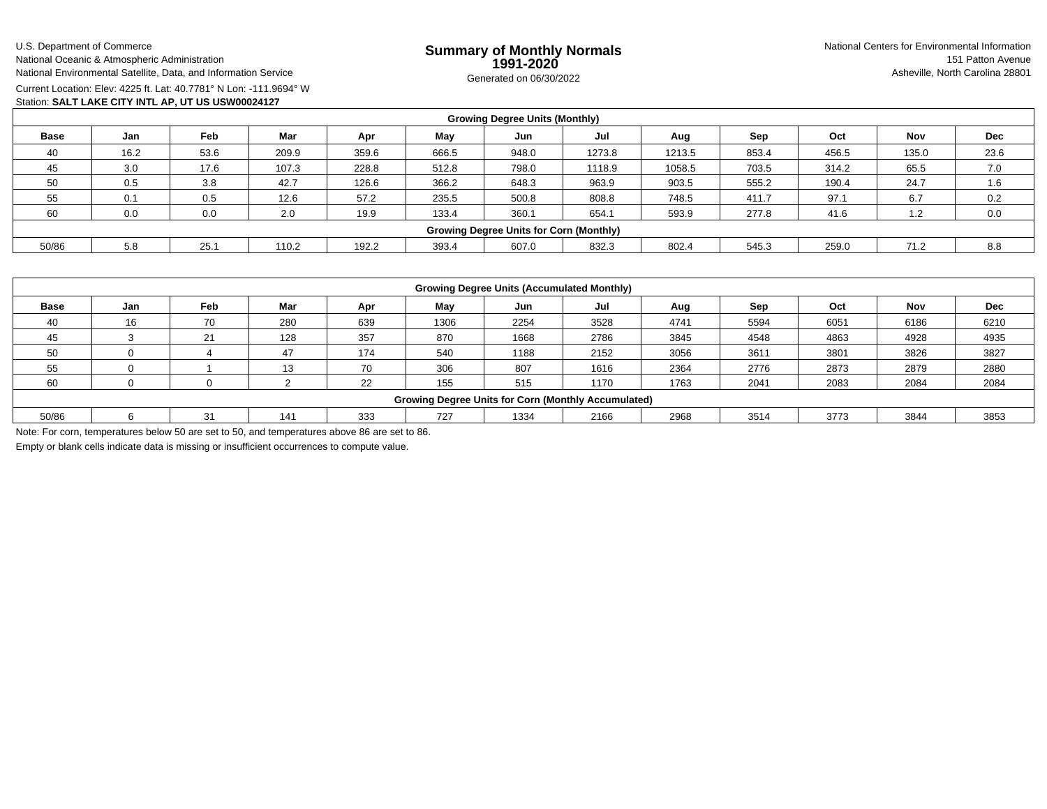U.S. Department of Commerce
National Oceanic & Atmospheric Administration
National Environmental Satellite, Data, and Information Service

# Summary of Monthly Normals 1991-2020

Generated on 06/30/2022

National Centers for Environmental Information
151 Patton Avenue
Asheville, North Carolina 28801

Current Location: Elev: 4225 ft. Lat: 40.7781° N Lon: -111.9694° W
Station: **SALT LAKE CITY INTL AP, UT US USW00024127**

| Growing Degree Units (Monthly) | | | | | | | | | | | | |
|---|---|---|---|---|---|---|---|---|---|---|---|---|
| **Base** | **Jan** | **Feb** | **Mar** | **Apr** | **May** | **Jun** | **Jul** | **Aug** | **Sep** | **Oct** | **Nov** | **Dec** |
| 40 | 16.2 | 53.6 | 209.9 | 359.6 | 666.5 | 948.0 | 1273.8 | 1213.5 | 853.4 | 456.5 | 135.0 | 23.6 |
| 45 | 3.0 | 17.6 | 107.3 | 228.8 | 512.8 | 798.0 | 1118.9 | 1058.5 | 703.5 | 314.2 | 65.5 | 7.0 |
| 50 | 0.5 | 3.8 | 42.7 | 126.6 | 366.2 | 648.3 | 963.9 | 903.5 | 555.2 | 190.4 | 24.7 | 1.6 |
| 55 | 0.1 | 0.5 | 12.6 | 57.2 | 235.5 | 500.8 | 808.8 | 748.5 | 411.7 | 97.1 | 6.7 | 0.2 |
| 60 | 0.0 | 0.0 | 2.0 | 19.9 | 133.4 | 360.1 | 654.1 | 593.9 | 277.8 | 41.6 | 1.2 | 0.0 |
| **Growing Degree Units for Corn (Monthly)** | | | | | | | | | | | | |
| 50/86 | 5.8 | 25.1 | 110.2 | 192.2 | 393.4 | 607.0 | 832.3 | 802.4 | 545.3 | 259.0 | 71.2 | 8.8 |

| Growing Degree Units (Accumulated Monthly) | | | | | | | | | | | | |
|---|---|---|---|---|---|---|---|---|---|---|---|---|
| **Base** | **Jan** | **Feb** | **Mar** | **Apr** | **May** | **Jun** | **Jul** | **Aug** | **Sep** | **Oct** | **Nov** | **Dec** |
| 40 | 16 | 70 | 280 | 639 | 1306 | 2254 | 3528 | 4741 | 5594 | 6051 | 6186 | 6210 |
| 45 | 3 | 21 | 128 | 357 | 870 | 1668 | 2786 | 3845 | 4548 | 4863 | 4928 | 4935 |
| 50 | 0 | 4 | 47 | 174 | 540 | 1188 | 2152 | 3056 | 3611 | 3801 | 3826 | 3827 |
| 55 | 0 | 1 | 13 | 70 | 306 | 807 | 1616 | 2364 | 2776 | 2873 | 2879 | 2880 |
| 60 | 0 | 0 | 2 | 22 | 155 | 515 | 1170 | 1763 | 2041 | 2083 | 2084 | 2084 |
| **Growing Degree Units for Corn (Monthly Accumulated)** | | | | | | | | | | | | |
| 50/86 | 6 | 31 | 141 | 333 | 727 | 1334 | 2166 | 2968 | 3514 | 3773 | 3844 | 3853 |

Note: For corn, temperatures below 50 are set to 50, and temperatures above 86 are set to 86.

Empty or blank cells indicate data is missing or insufficient occurrences to compute value.